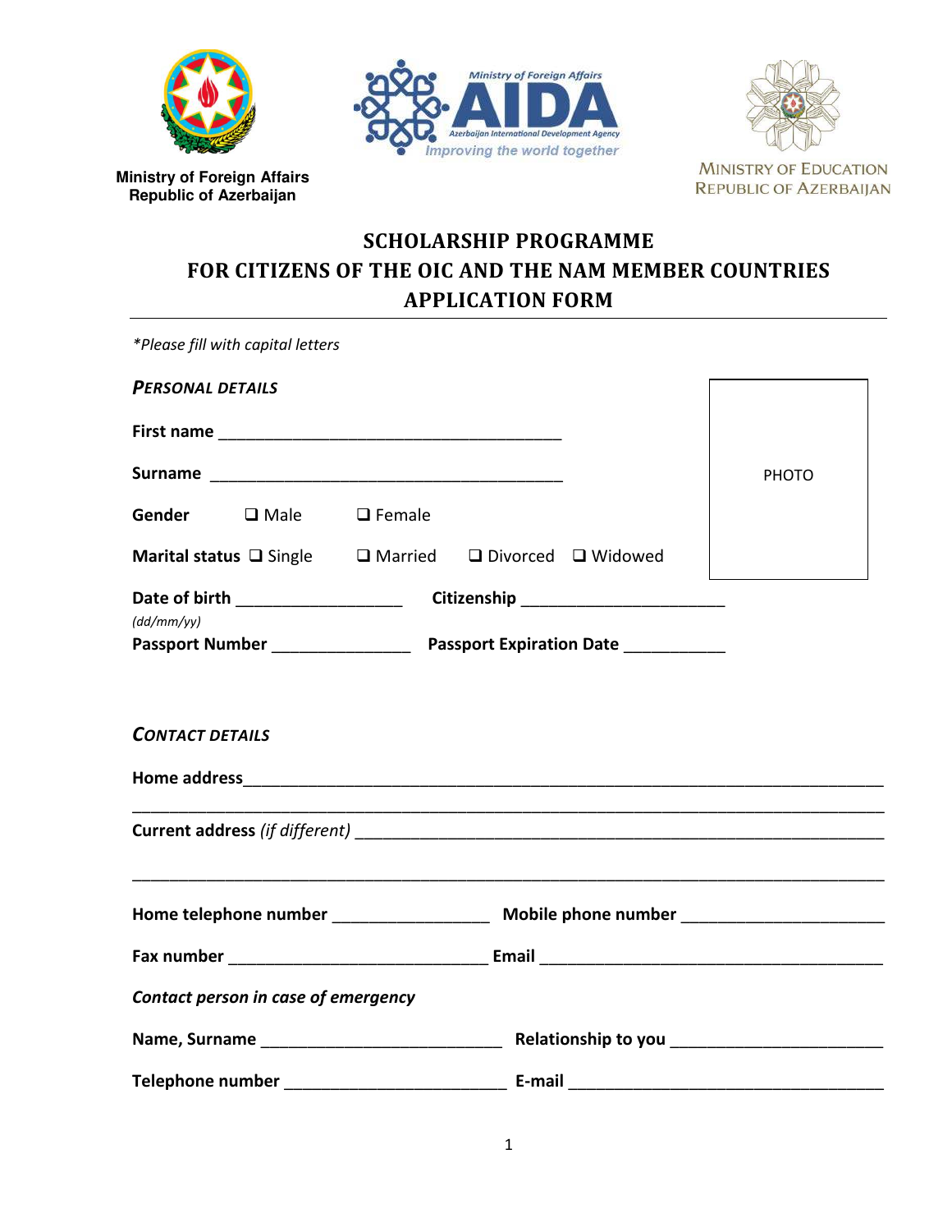Ministry of Foreign Affairs
Republic of Azerbaijan

Ministry of Foreign Affairs
AIDA
Azerbaijan International Development Agency
Improving the world together

MINISTRY OF EDUCATION
REPUBLIC OF AZERBAIJAN

# SCHOLARSHIP PROGRAMME
# FOR CITIZENS OF THE OIC AND THE NAM MEMBER COUNTRIES
# APPLICATION FORM

*\*Please fill with capital letters*

***PERSONAL DETAILS***

PHOTO

**First name** ______________________________________

**Surname** ______________________________________

**Gender** ❑ Male ❑ Female

**Marital status** ❑ Single ❑ Married ❑ Divorced ❑ Widowed

**Date of birth** ________________ **Citizenship** ____________________
*(dd/mm/yy)*

**Passport Number** ______________ **Passport Expiration Date** __________

***CONTACT DETAILS***

**Home address**_______________________________________________________________________
_______________________________________________________________________________________

**Current address** *(if different)* ______________________________________________________
_______________________________________________________________________________________

**Home telephone number** ________________ **Mobile phone number** ____________________

**Fax number** ___________________________ **Email** ___________________________________

***Contact person in case of emergency***

**Name, Surname** ________________________ **Relationship to you** _____________________

**Telephone number** ______________________ **E-mail** _________________________________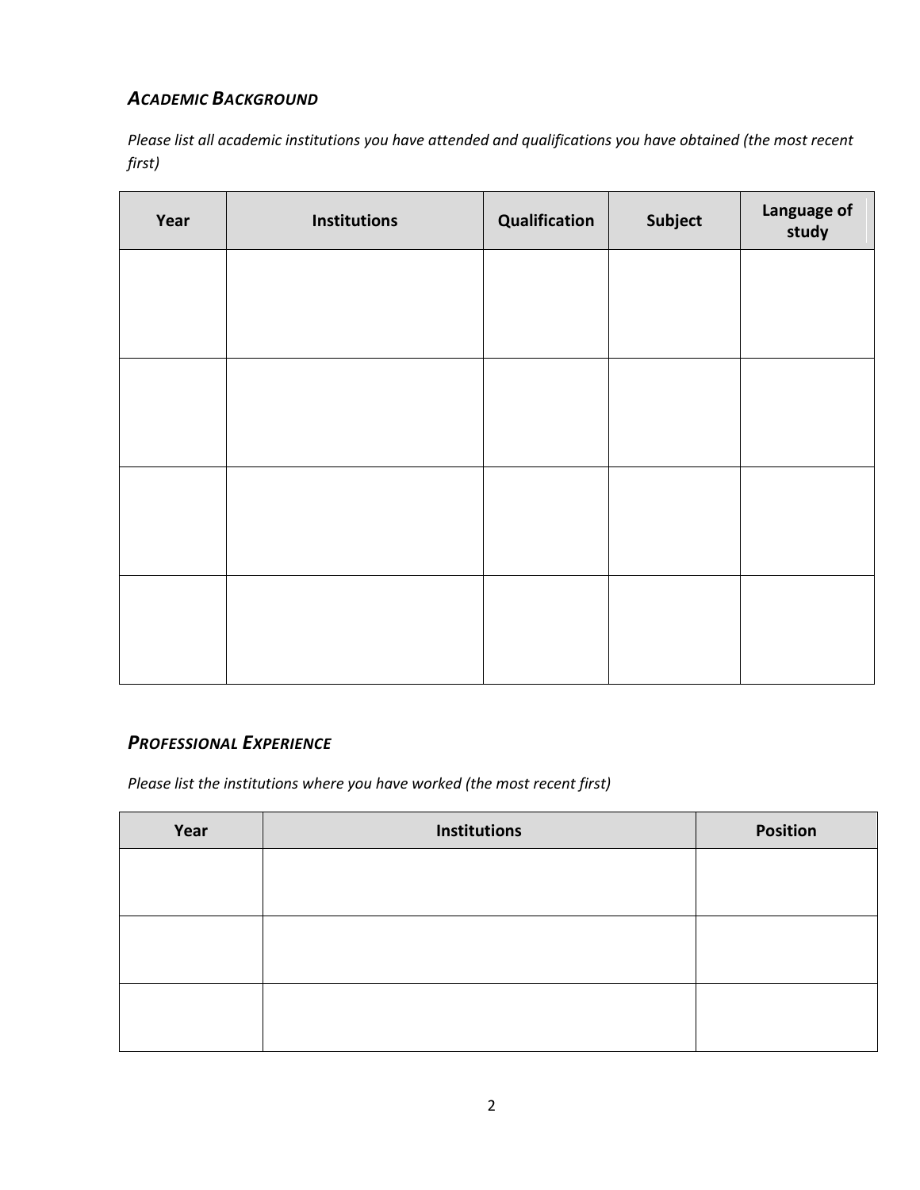### *ACADEMIC BACKGROUND*

*Please list all academic institutions you have attended and qualifications you have obtained (the most recent first)*

| Year | Institutions | Qualification | Subject | Language of study |
|---|---|---|---|---|
| | | | | |
| | | | | |
| | | | | |
| | | | | |

### *PROFESSIONAL EXPERIENCE*

*Please list the institutions where you have worked (the most recent first)*

| Year | Institutions | Position |
|---|---|---|
| | | |
| | | |
| | | |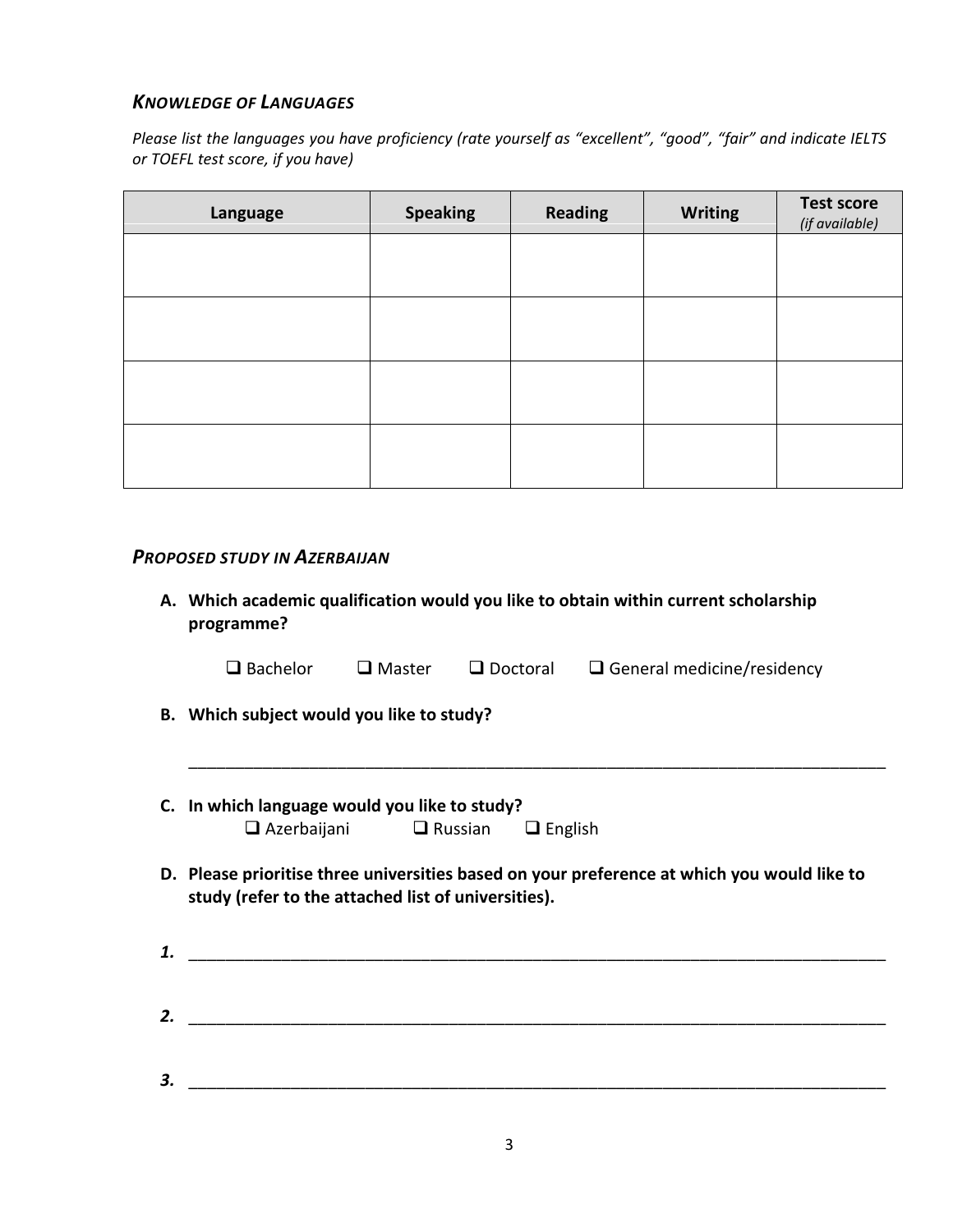## *Knowledge of Languages*

*Please list the languages you have proficiency (rate yourself as "excellent", "good", "fair" and indicate IELTS or TOEFL test score, if you have)*

| Language | Speaking | Reading | Writing | Test score *(if available)* |
| --- | --- | --- | --- | --- |
| | | | | |
| | | | | |
| | | | | |
| | | | | |

## *Proposed study in Azerbaijan*

**A. Which academic qualification would you like to obtain within current scholarship programme?**

❑ Bachelor ❑ Master ❑ Doctoral ❑ General medicine/residency

**B. Which subject would you like to study?**

______________________________________________________________________________

**C. In which language would you like to study?**

❑ Azerbaijani ❑ Russian ❑ English

**D. Please prioritise three universities based on your preference at which you would like to study (refer to the attached list of universities).**

***1.*** ______________________________________________________________________________

***2.*** ______________________________________________________________________________

***3.*** ______________________________________________________________________________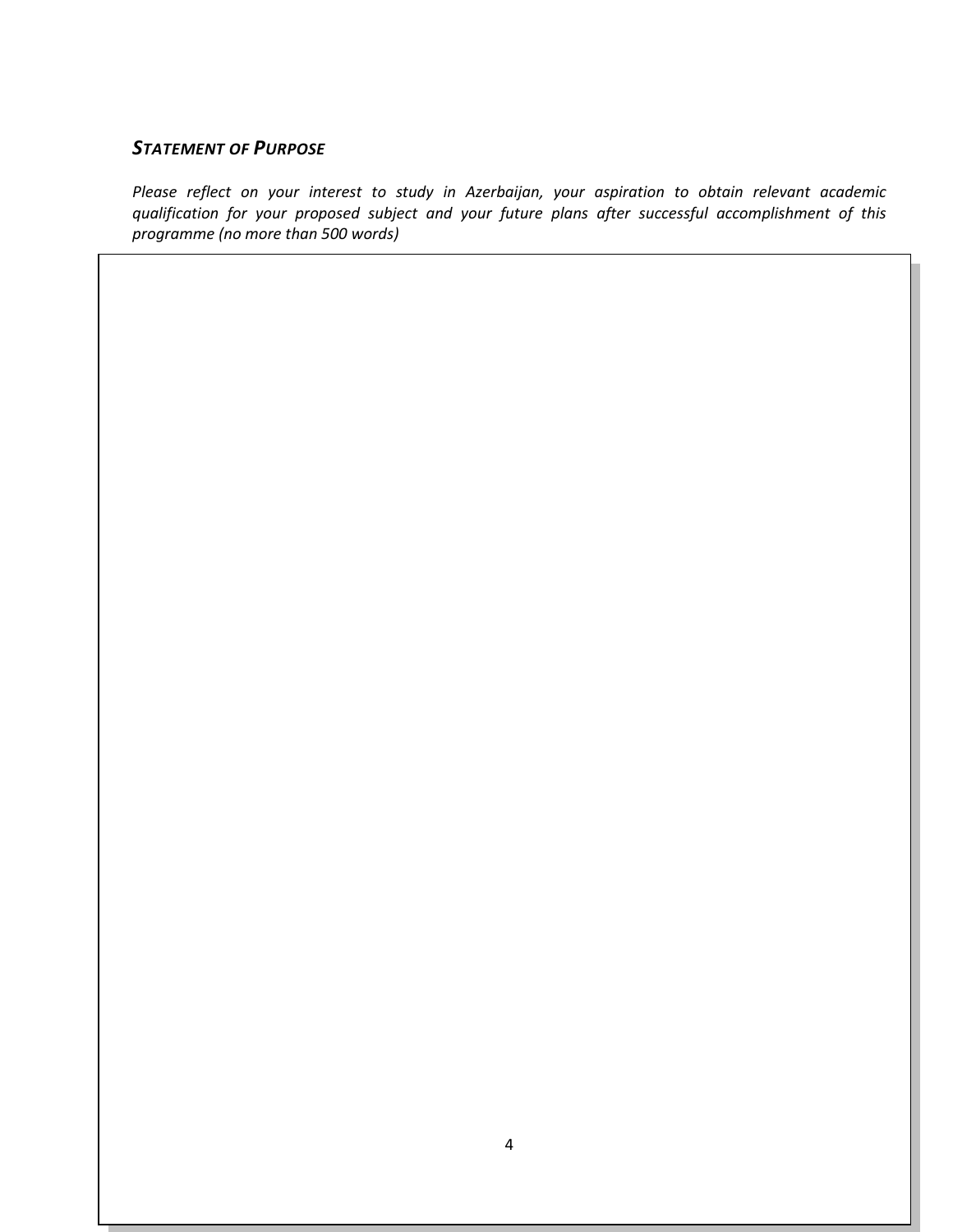***STATEMENT OF PURPOSE***

*Please reflect on your interest to study in Azerbaijan, your aspiration to obtain relevant academic qualification for your proposed subject and your future plans after successful accomplishment of this programme (no more than 500 words)*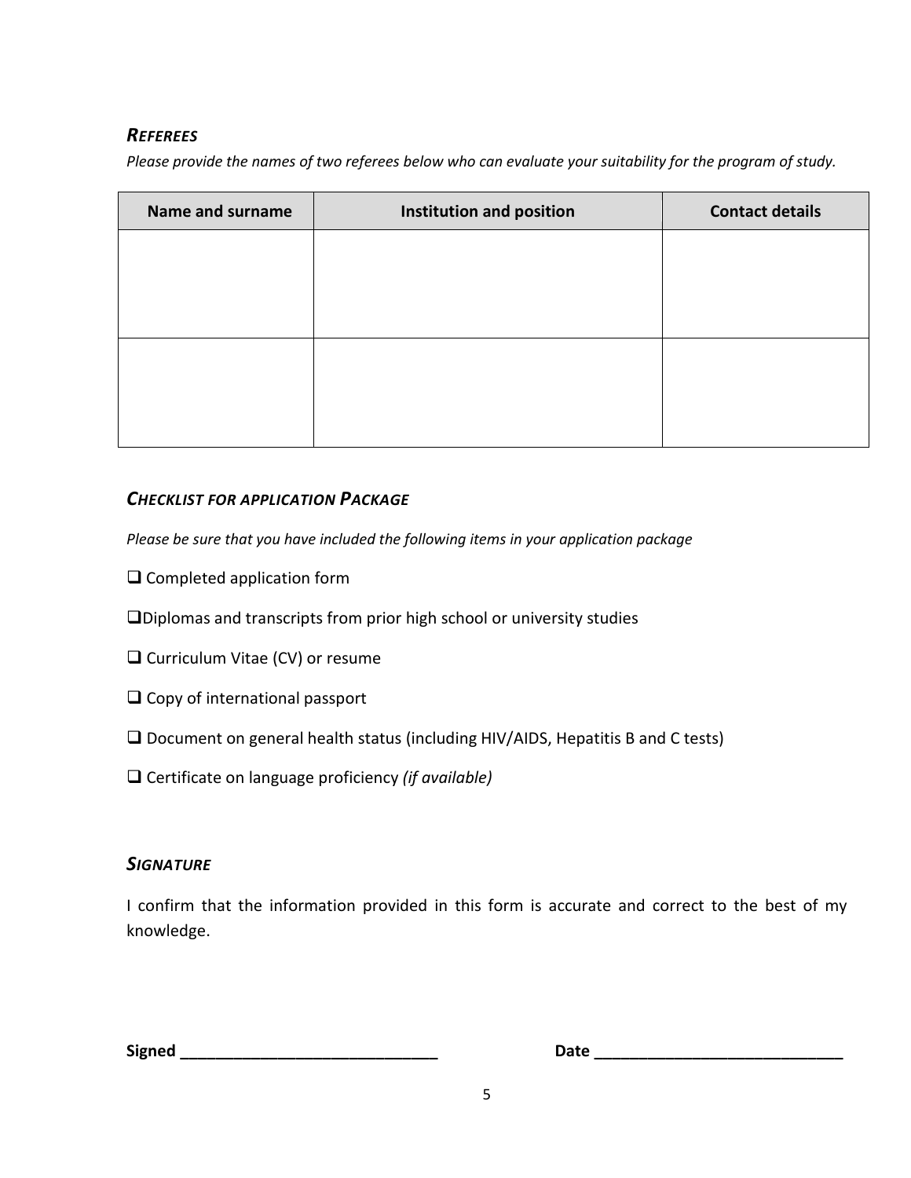### *REFEREES*

*Please provide the names of two referees below who can evaluate your suitability for the program of study.*

| Name and surname | Institution and position | Contact details |
|---|---|---|
| | | |
| | | |

### *CHECKLIST FOR APPLICATION PACKAGE*

*Please be sure that you have included the following items in your application package*

- ❑ Completed application form
- ❑ Diplomas and transcripts from prior high school or university studies
- ❑ Curriculum Vitae (CV) or resume
- ❑ Copy of international passport
- ❑ Document on general health status (including HIV/AIDS, Hepatitis B and C tests)
- ❑ Certificate on language proficiency *(if available)*

### *SIGNATURE*

I confirm that the information provided in this form is accurate and correct to the best of my knowledge.

**Signed ______________________________** **Date ____________________________**